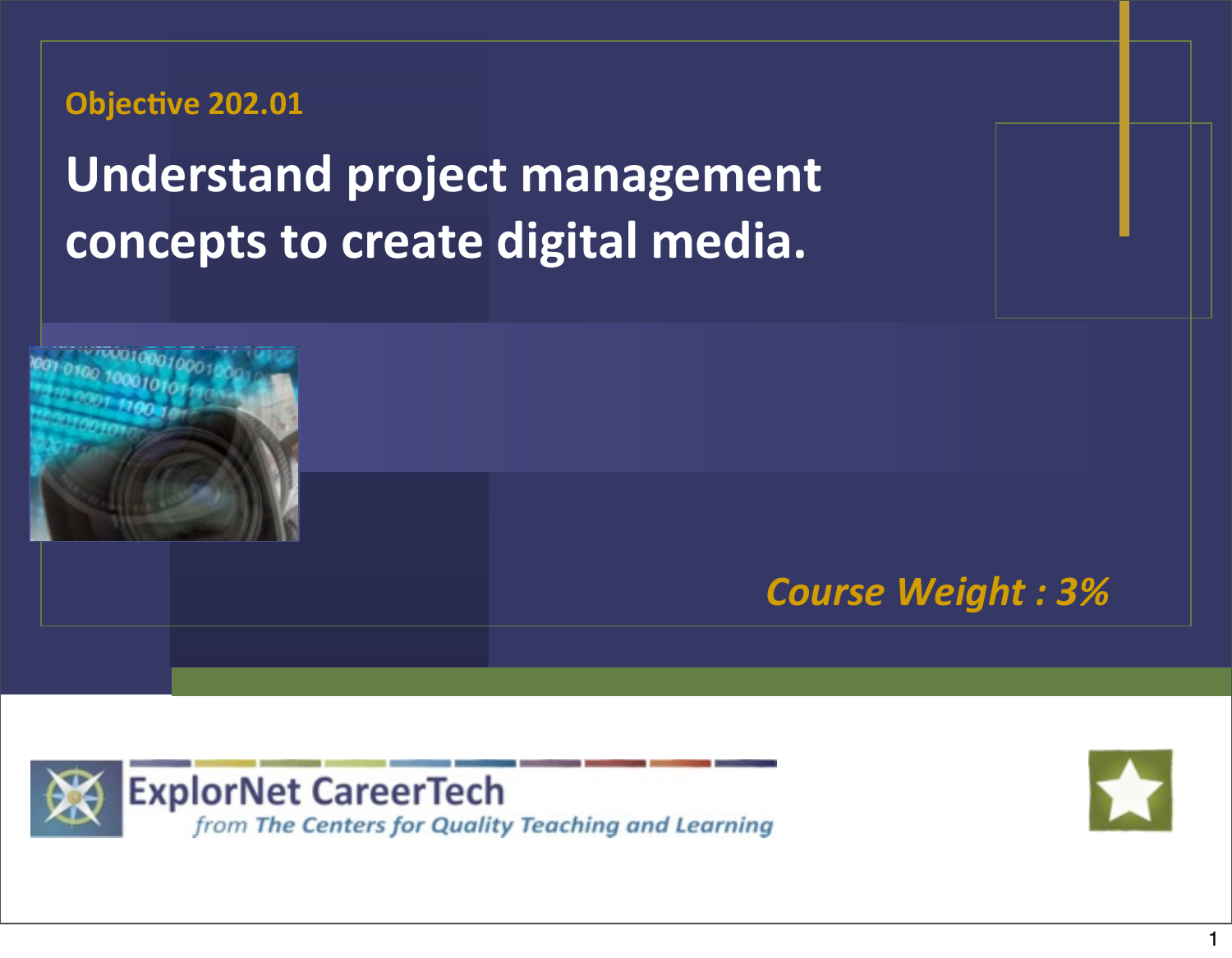Objective 202.01

# Understand project management concepts to create digital media.

*Course Weight : 3%*

ExplorNet CareerTech

*from The Centers for Quality Teaching and Learning*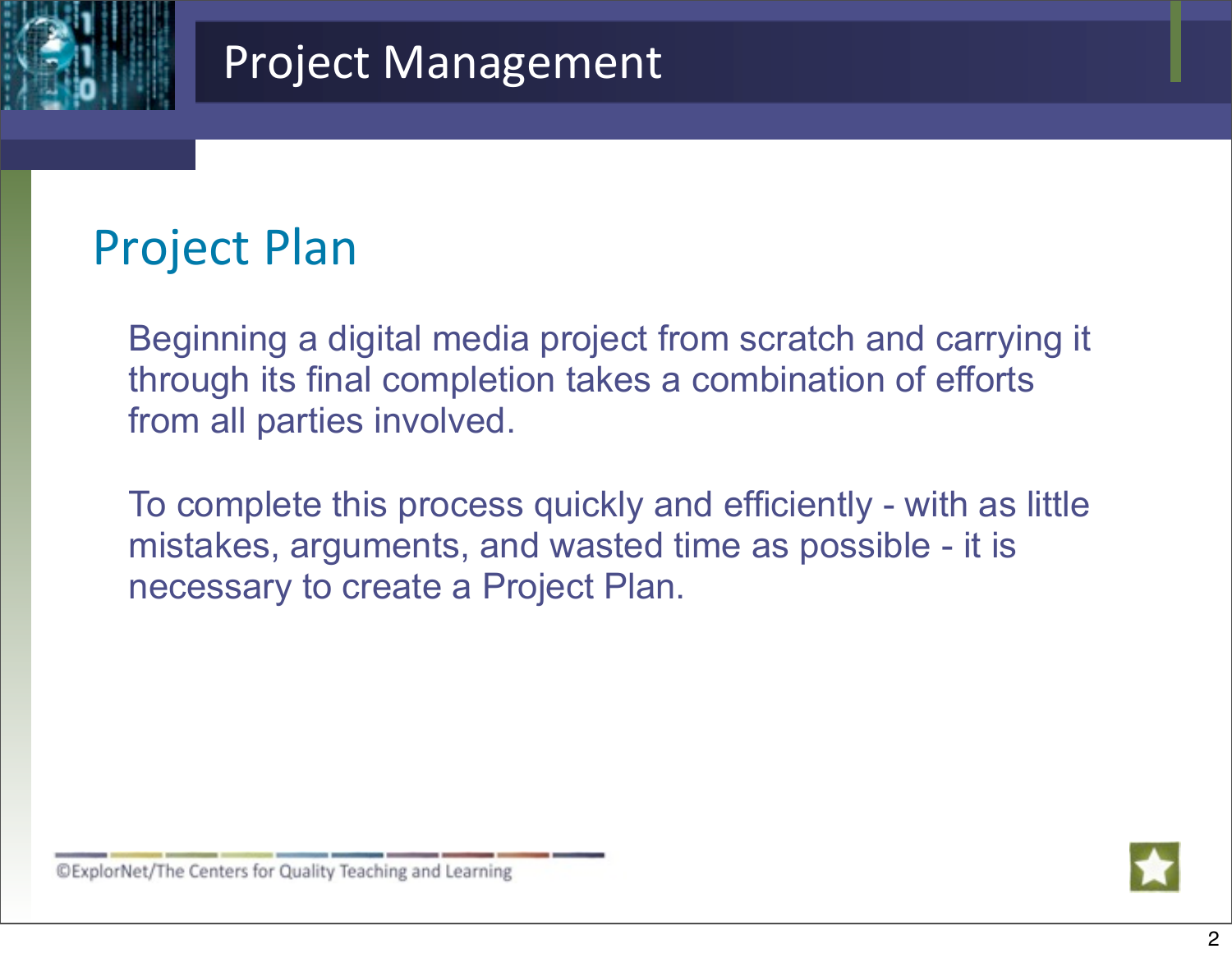# Project Management

## Project Plan

Beginning a digital media project from scratch and carrying it through its final completion takes a combination of efforts from all parties involved.

To complete this process quickly and efficiently - with as little mistakes, arguments, and wasted time as possible - it is necessary to create a Project Plan.

©ExplorNet/The Centers for Quality Teaching and Learning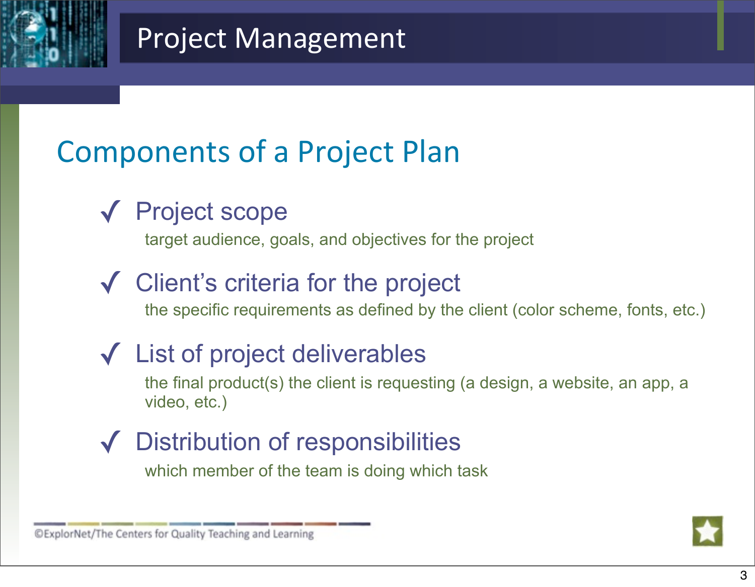# Project Management

## Components of a Project Plan

- ✓ **Project scope**
  target audience, goals, and objectives for the project
- ✓ **Client's criteria for the project**
  the specific requirements as defined by the client (color scheme, fonts, etc.)
- ✓ **List of project deliverables**
  the final product(s) the client is requesting (a design, a website, an app, a video, etc.)
- ✓ **Distribution of responsibilities**
  which member of the team is doing which task

©ExplorNet/The Centers for Quality Teaching and Learning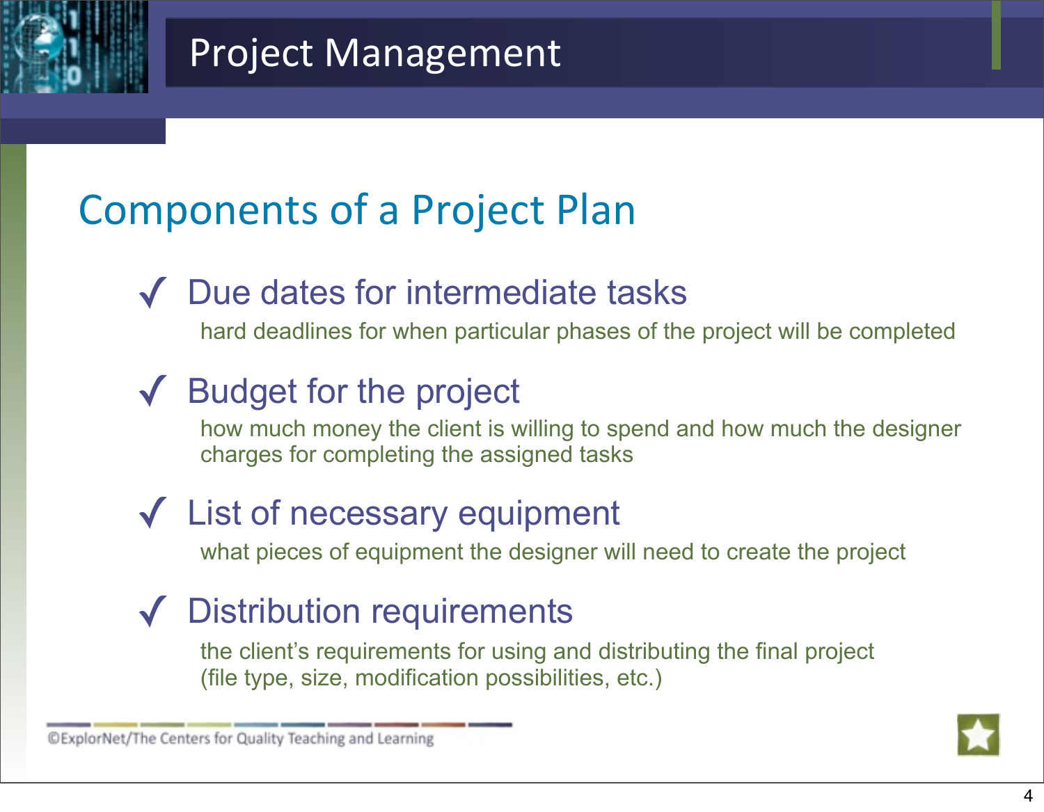# Project Management

## Components of a Project Plan

- ✓ **Due dates for intermediate tasks**
  hard deadlines for when particular phases of the project will be completed
- ✓ **Budget for the project**
  how much money the client is willing to spend and how much the designer charges for completing the assigned tasks
- ✓ **List of necessary equipment**
  what pieces of equipment the designer will need to create the project
- ✓ **Distribution requirements**
  the client's requirements for using and distributing the final project (file type, size, modification possibilities, etc.)

©ExplorNet/The Centers for Quality Teaching and Learning